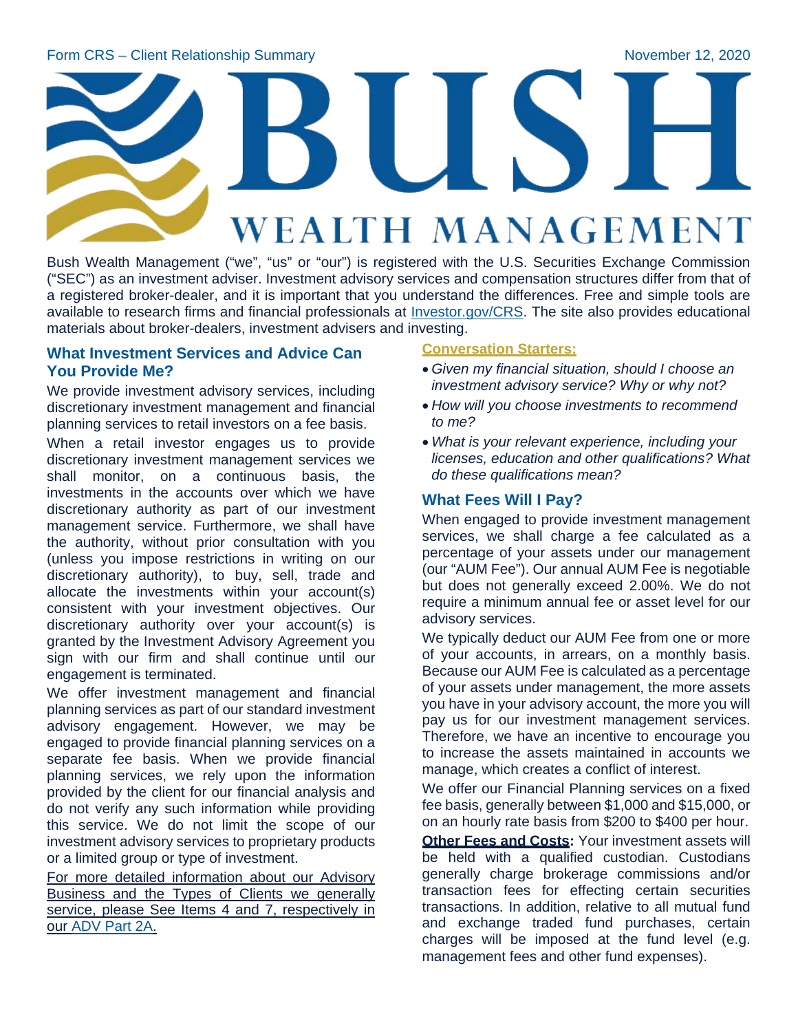Form CRS – Client Relationship Summary

November 12, 2020

# BUSH WEALTH MANAGEMENT

Bush Wealth Management ("we", "us" or "our") is registered with the U.S. Securities Exchange Commission ("SEC") as an investment adviser. Investment advisory services and compensation structures differ from that of a registered broker-dealer, and it is important that you understand the differences. Free and simple tools are available to research firms and financial professionals at [Investor.gov/CRS](Investor.gov/CRS). The site also provides educational materials about broker-dealers, investment advisers and investing.

## What Investment Services and Advice Can You Provide Me?

We provide investment advisory services, including discretionary investment management and financial planning services to retail investors on a fee basis.

When a retail investor engages us to provide discretionary investment management services we shall monitor, on a continuous basis, the investments in the accounts over which we have discretionary authority as part of our investment management service. Furthermore, we shall have the authority, without prior consultation with you (unless you impose restrictions in writing on our discretionary authority), to buy, sell, trade and allocate the investments within your account(s) consistent with your investment objectives. Our discretionary authority over your account(s) is granted by the Investment Advisory Agreement you sign with our firm and shall continue until our engagement is terminated.

We offer investment management and financial planning services as part of our standard investment advisory engagement. However, we may be engaged to provide financial planning services on a separate fee basis. When we provide financial planning services, we rely upon the information provided by the client for our financial analysis and do not verify any such information while providing this service. We do not limit the scope of our investment advisory services to proprietary products or a limited group or type of investment.

For more detailed information about our Advisory Business and the Types of Clients we generally service, please See Items 4 and 7, respectively in our ADV Part 2A.

**Conversation Starters:**

- *Given my financial situation, should I choose an investment advisory service? Why or why not?*
- *How will you choose investments to recommend to me?*
- *What is your relevant experience, including your licenses, education and other qualifications? What do these qualifications mean?*

## What Fees Will I Pay?

When engaged to provide investment management services, we shall charge a fee calculated as a percentage of your assets under our management (our "AUM Fee"). Our annual AUM Fee is negotiable but does not generally exceed 2.00%. We do not require a minimum annual fee or asset level for our advisory services.

We typically deduct our AUM Fee from one or more of your accounts, in arrears, on a monthly basis. Because our AUM Fee is calculated as a percentage of your assets under management, the more assets you have in your advisory account, the more you will pay us for our investment management services. Therefore, we have an incentive to encourage you to increase the assets maintained in accounts we manage, which creates a conflict of interest.

We offer our Financial Planning services on a fixed fee basis, generally between $1,000 and $15,000, or on an hourly rate basis from $200 to $400 per hour.

**Other Fees and Costs:** Your investment assets will be held with a qualified custodian. Custodians generally charge brokerage commissions and/or transaction fees for effecting certain securities transactions. In addition, relative to all mutual fund and exchange traded fund purchases, certain charges will be imposed at the fund level (e.g. management fees and other fund expenses).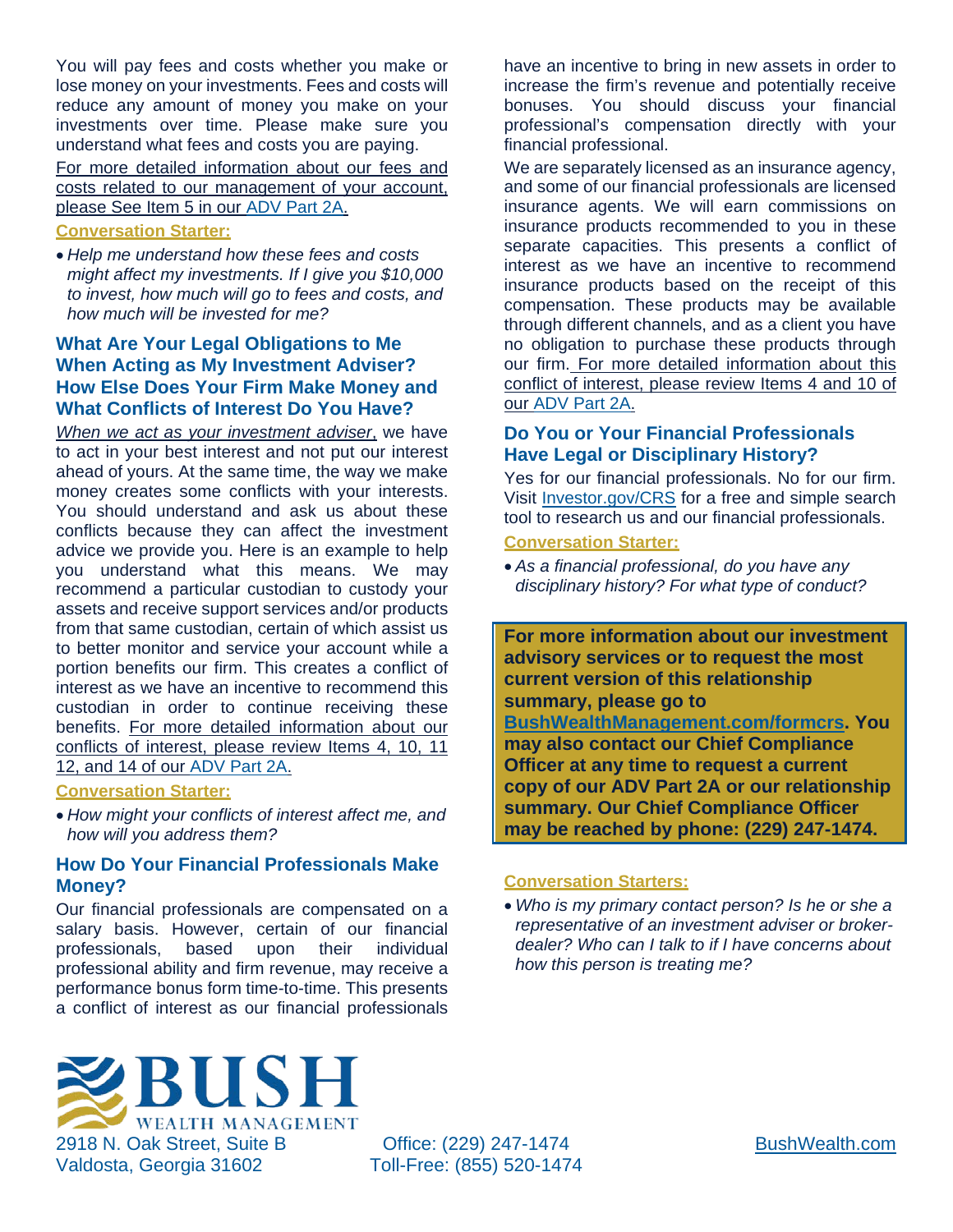You will pay fees and costs whether you make or lose money on your investments. Fees and costs will reduce any amount of money you make on your investments over time. Please make sure you understand what fees and costs you are paying.

For more detailed information about our fees and costs related to our management of your account, please See Item 5 in our ADV Part 2A.

**Conversation Starter:**

- *Help me understand how these fees and costs might affect my investments. If I give you $10,000 to invest, how much will go to fees and costs, and how much will be invested for me?*

## What Are Your Legal Obligations to Me When Acting as My Investment Adviser? How Else Does Your Firm Make Money and What Conflicts of Interest Do You Have?

*When we act as your investment adviser*, we have to act in your best interest and not put our interest ahead of yours. At the same time, the way we make money creates some conflicts with your interests. You should understand and ask us about these conflicts because they can affect the investment advice we provide you. Here is an example to help you understand what this means. We may recommend a particular custodian to custody your assets and receive support services and/or products from that same custodian, certain of which assist us to better monitor and service your account while a portion benefits our firm. This creates a conflict of interest as we have an incentive to recommend this custodian in order to continue receiving these benefits. For more detailed information about our conflicts of interest, please review Items 4, 10, 11 12, and 14 of our ADV Part 2A.

**Conversation Starter:**

- *How might your conflicts of interest affect me, and how will you address them?*

## How Do Your Financial Professionals Make Money?

Our financial professionals are compensated on a salary basis. However, certain of our financial professionals, based upon their individual professional ability and firm revenue, may receive a performance bonus form time-to-time. This presents a conflict of interest as our financial professionals have an incentive to bring in new assets in order to increase the firm's revenue and potentially receive bonuses. You should discuss your financial professional's compensation directly with your financial professional.

We are separately licensed as an insurance agency, and some of our financial professionals are licensed insurance agents. We will earn commissions on insurance products recommended to you in these separate capacities. This presents a conflict of interest as we have an incentive to recommend insurance products based on the receipt of this compensation. These products may be available through different channels, and as a client you have no obligation to purchase these products through our firm. For more detailed information about this conflict of interest, please review Items 4 and 10 of our ADV Part 2A.

## Do You or Your Financial Professionals Have Legal or Disciplinary History?

Yes for our financial professionals. No for our firm. Visit Investor.gov/CRS for a free and simple search tool to research us and our financial professionals.

**Conversation Starter:**

- *As a financial professional, do you have any disciplinary history? For what type of conduct?*

**For more information about our investment advisory services or to request the most current version of this relationship summary, please go to BushWealthManagement.com/formcrs. You may also contact our Chief Compliance Officer at any time to request a current copy of our ADV Part 2A or our relationship summary. Our Chief Compliance Officer may be reached by phone: (229) 247-1474.**

**Conversation Starters:**

- *Who is my primary contact person? Is he or she a representative of an investment adviser or broker-dealer? Who can I talk to if I have concerns about how this person is treating me?*

BUSH WEALTH MANAGEMENT

2918 N. Oak Street, Suite B
Valdosta, Georgia 31602

Office: (229) 247-1474
Toll-Free: (855) 520-1474

BushWealth.com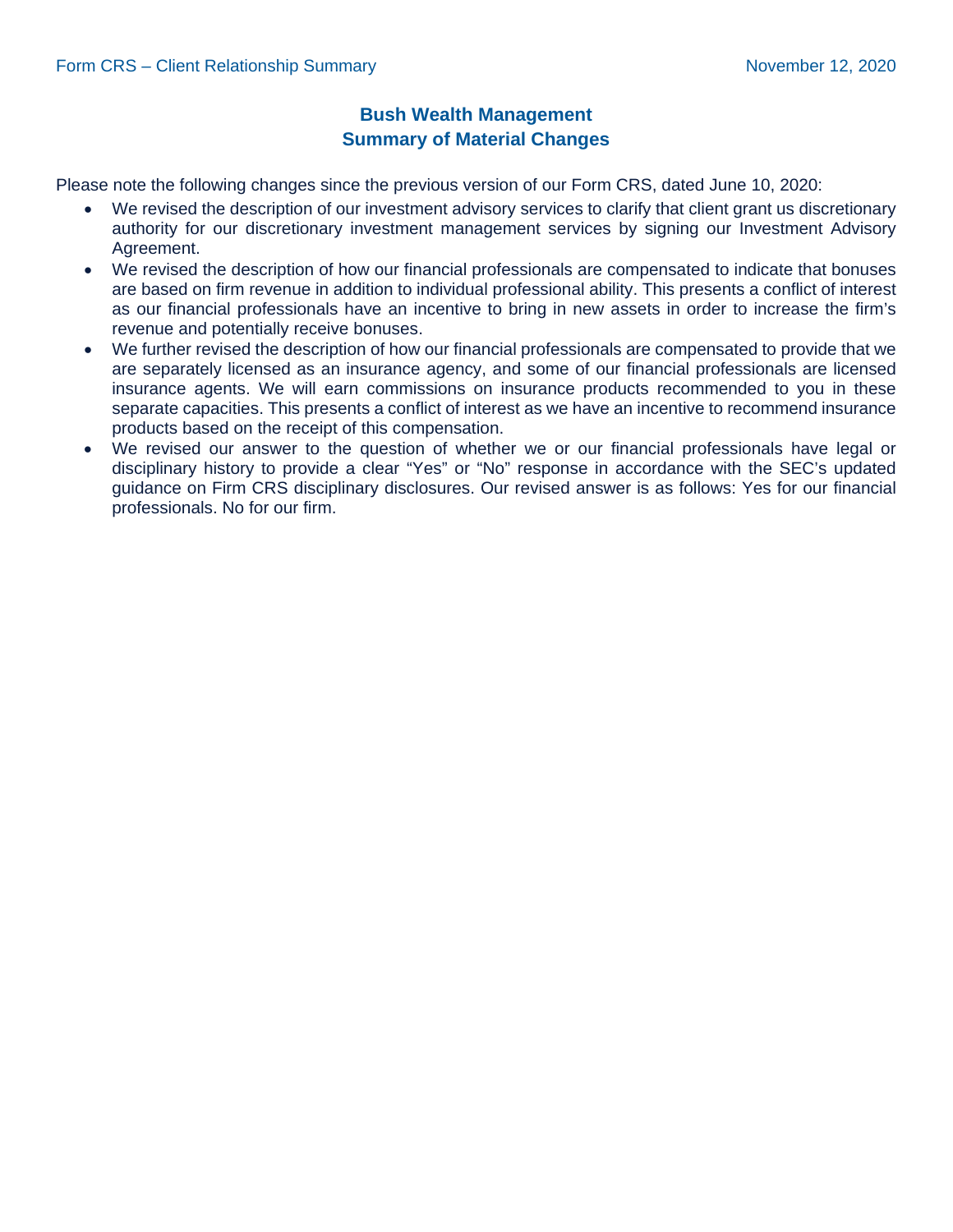# Bush Wealth Management
## Summary of Material Changes

Please note the following changes since the previous version of our Form CRS, dated June 10, 2020:

- We revised the description of our investment advisory services to clarify that client grant us discretionary authority for our discretionary investment management services by signing our Investment Advisory Agreement.
- We revised the description of how our financial professionals are compensated to indicate that bonuses are based on firm revenue in addition to individual professional ability. This presents a conflict of interest as our financial professionals have an incentive to bring in new assets in order to increase the firm's revenue and potentially receive bonuses.
- We further revised the description of how our financial professionals are compensated to provide that we are separately licensed as an insurance agency, and some of our financial professionals are licensed insurance agents. We will earn commissions on insurance products recommended to you in these separate capacities. This presents a conflict of interest as we have an incentive to recommend insurance products based on the receipt of this compensation.
- We revised our answer to the question of whether we or our financial professionals have legal or disciplinary history to provide a clear "Yes" or "No" response in accordance with the SEC's updated guidance on Firm CRS disciplinary disclosures. Our revised answer is as follows: Yes for our financial professionals. No for our firm.